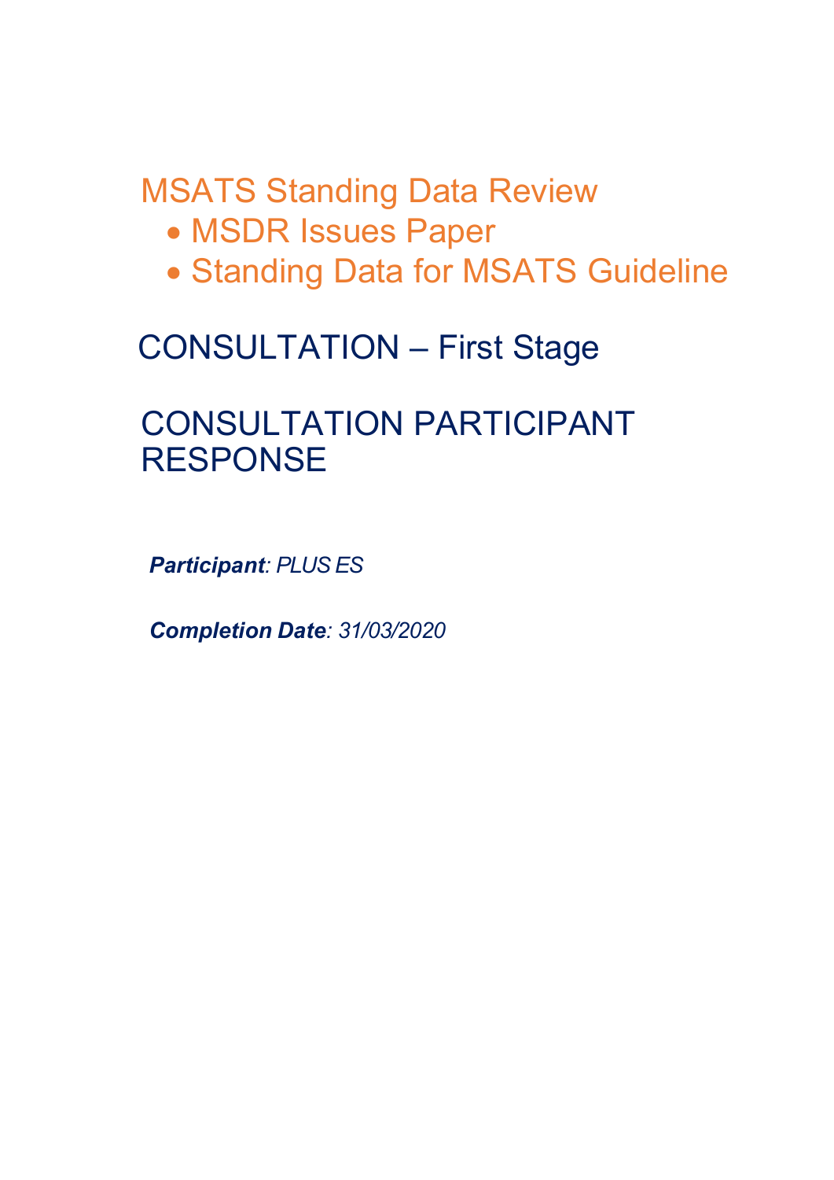# MSATS Standing Data Review

- MSDR Issues Paper
- Standing Data for MSATS Guideline

## CONSULTATION – First Stage

## CONSULTATION PARTICIPANT RESPONSE

***Participant**: PLUS ES*

***Completion Date**: 31/03/2020*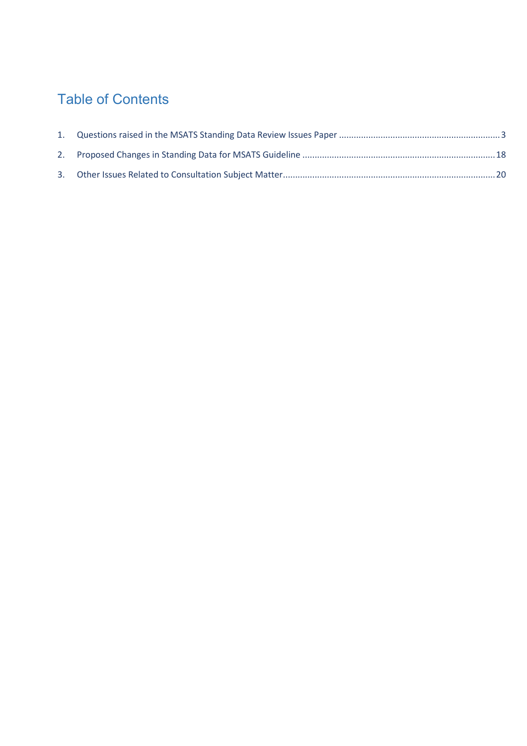# Table of Contents

1. Questions raised in the MSATS Standing Data Review Issues Paper ........................................................ 3
2. Proposed Changes in Standing Data for MSATS Guideline ........................................................ 18
3. Other Issues Related to Consultation Subject Matter ........................................................ 20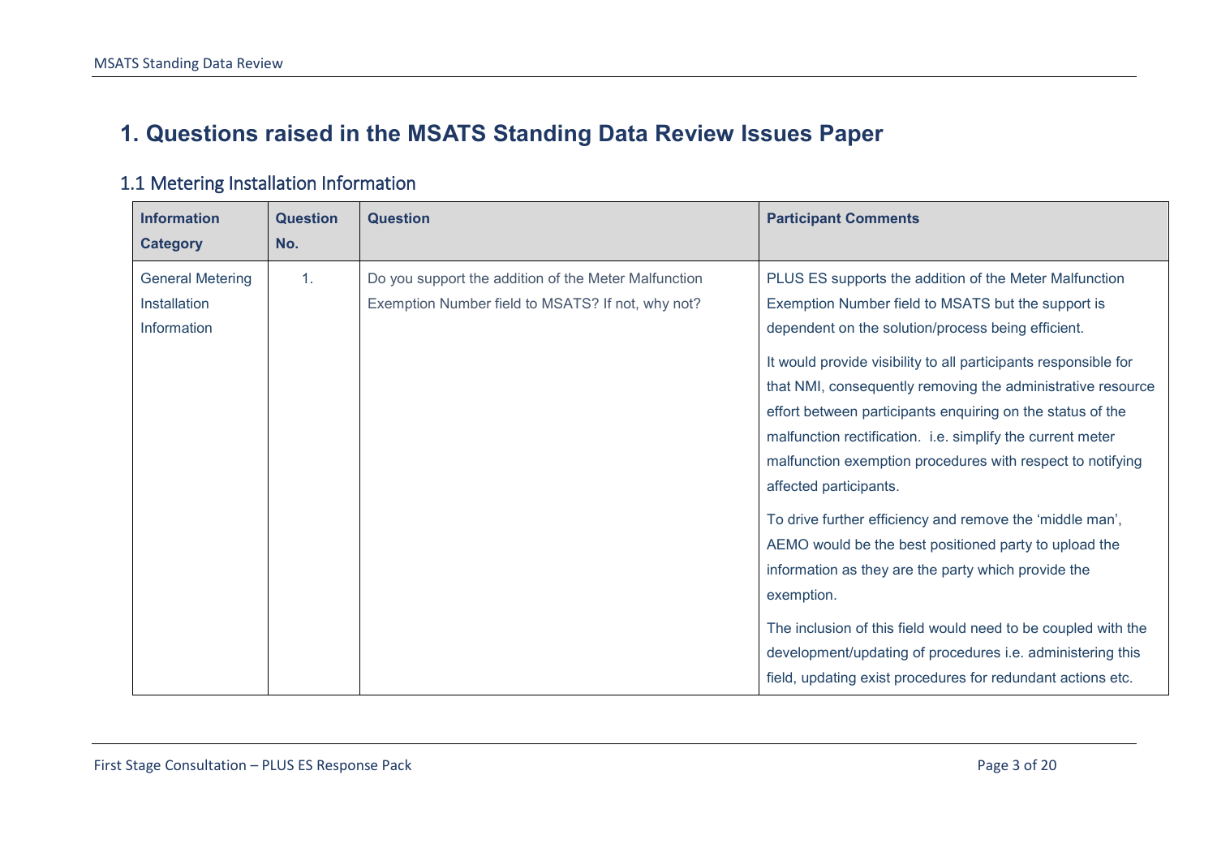# 1. Questions raised in the MSATS Standing Data Review Issues Paper

## 1.1 Metering Installation Information

| Information Category | Question No. | Question | Participant Comments |
|---|---|---|---|
| General Metering Installation Information | 1. | Do you support the addition of the Meter Malfunction Exemption Number field to MSATS? If not, why not? | PLUS ES supports the addition of the Meter Malfunction Exemption Number field to MSATS but the support is dependent on the solution/process being efficient.<br><br>It would provide visibility to all participants responsible for that NMI, consequently removing the administrative resource effort between participants enquiring on the status of the malfunction rectification. i.e. simplify the current meter malfunction exemption procedures with respect to notifying affected participants.<br><br>To drive further efficiency and remove the 'middle man', AEMO would be the best positioned party to upload the information as they are the party which provide the exemption.<br><br>The inclusion of this field would need to be coupled with the development/updating of procedures i.e. administering this field, updating exist procedures for redundant actions etc. |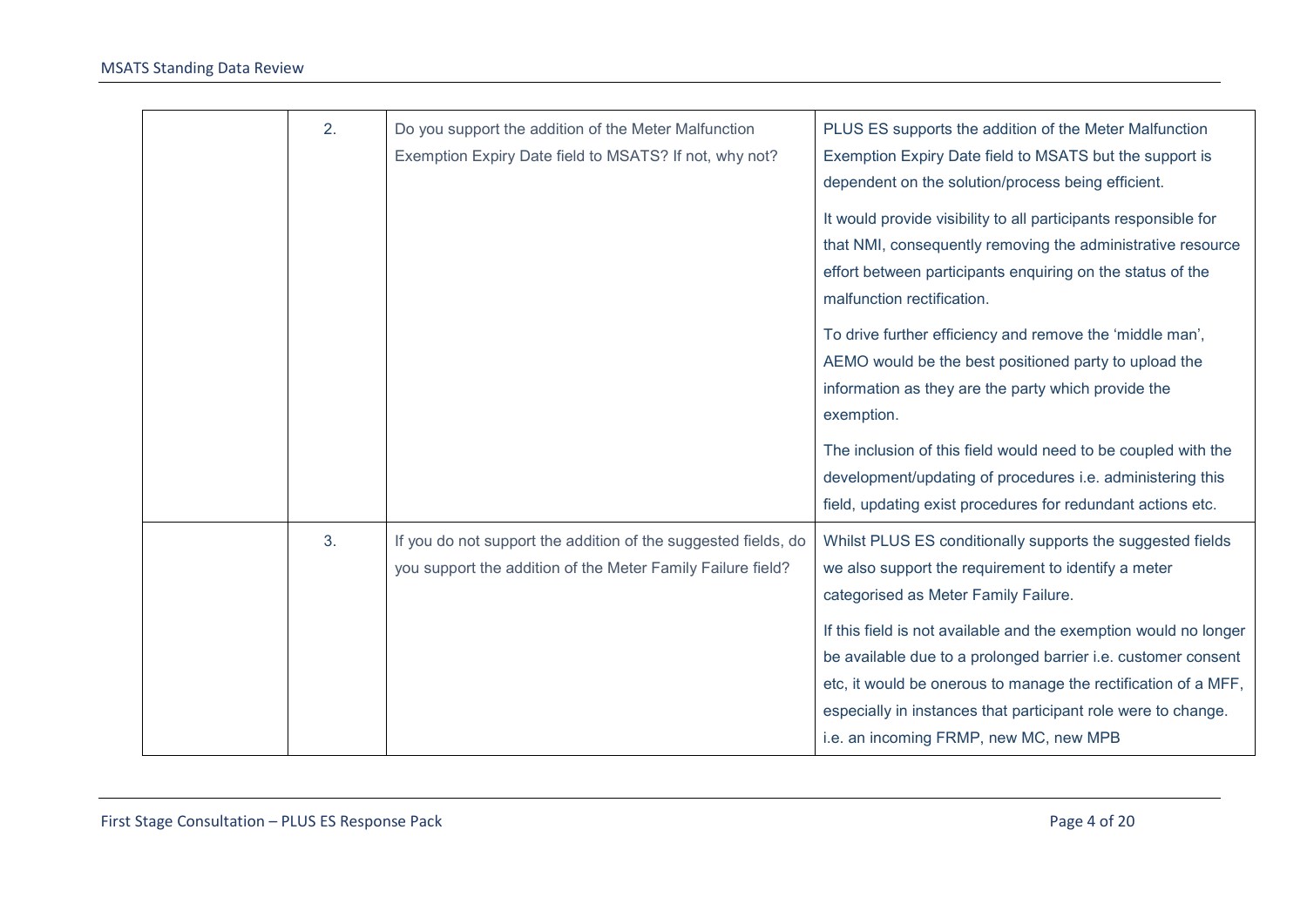| | | | |
|---|---|---|---|
| | 2. | Do you support the addition of the Meter Malfunction Exemption Expiry Date field to MSATS? If not, why not? | PLUS ES supports the addition of the Meter Malfunction Exemption Expiry Date field to MSATS but the support is dependent on the solution/process being efficient.<br><br>It would provide visibility to all participants responsible for that NMI, consequently removing the administrative resource effort between participants enquiring on the status of the malfunction rectification.<br><br>To drive further efficiency and remove the 'middle man', AEMO would be the best positioned party to upload the information as they are the party which provide the exemption.<br><br>The inclusion of this field would need to be coupled with the development/updating of procedures i.e. administering this field, updating exist procedures for redundant actions etc. |
| | 3. | If you do not support the addition of the suggested fields, do you support the addition of the Meter Family Failure field? | Whilst PLUS ES conditionally supports the suggested fields we also support the requirement to identify a meter categorised as Meter Family Failure.<br><br>If this field is not available and the exemption would no longer be available due to a prolonged barrier i.e. customer consent etc, it would be onerous to manage the rectification of a MFF, especially in instances that participant role were to change. i.e. an incoming FRMP, new MC, new MPB |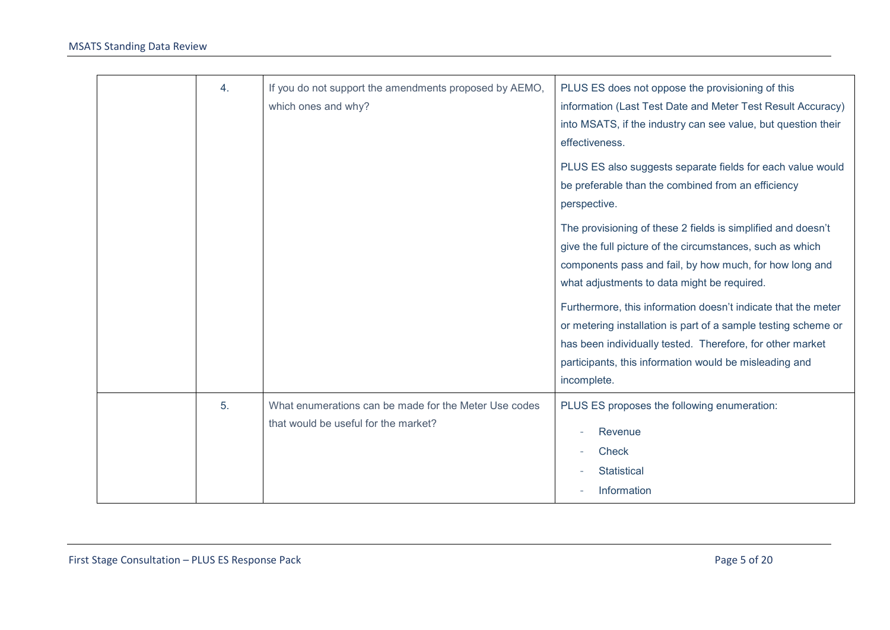|  | 4. | If you do not support the amendments proposed by AEMO, which ones and why? | PLUS ES does not oppose the provisioning of this information (Last Test Date and Meter Test Result Accuracy) into MSATS, if the industry can see value, but question their effectiveness.<br><br>PLUS ES also suggests separate fields for each value would be preferable than the combined from an efficiency perspective.<br><br>The provisioning of these 2 fields is simplified and doesn't give the full picture of the circumstances, such as which components pass and fail, by how much, for how long and what adjustments to data might be required.<br><br>Furthermore, this information doesn't indicate that the meter or metering installation is part of a sample testing scheme or has been individually tested. Therefore, for other market participants, this information would be misleading and incomplete. |
|---|---|---|---|
|  | 5. | What enumerations can be made for the Meter Use codes that would be useful for the market? | PLUS ES proposes the following enumeration:<br><br>- Revenue<br>- Check<br>- Statistical<br>- Information |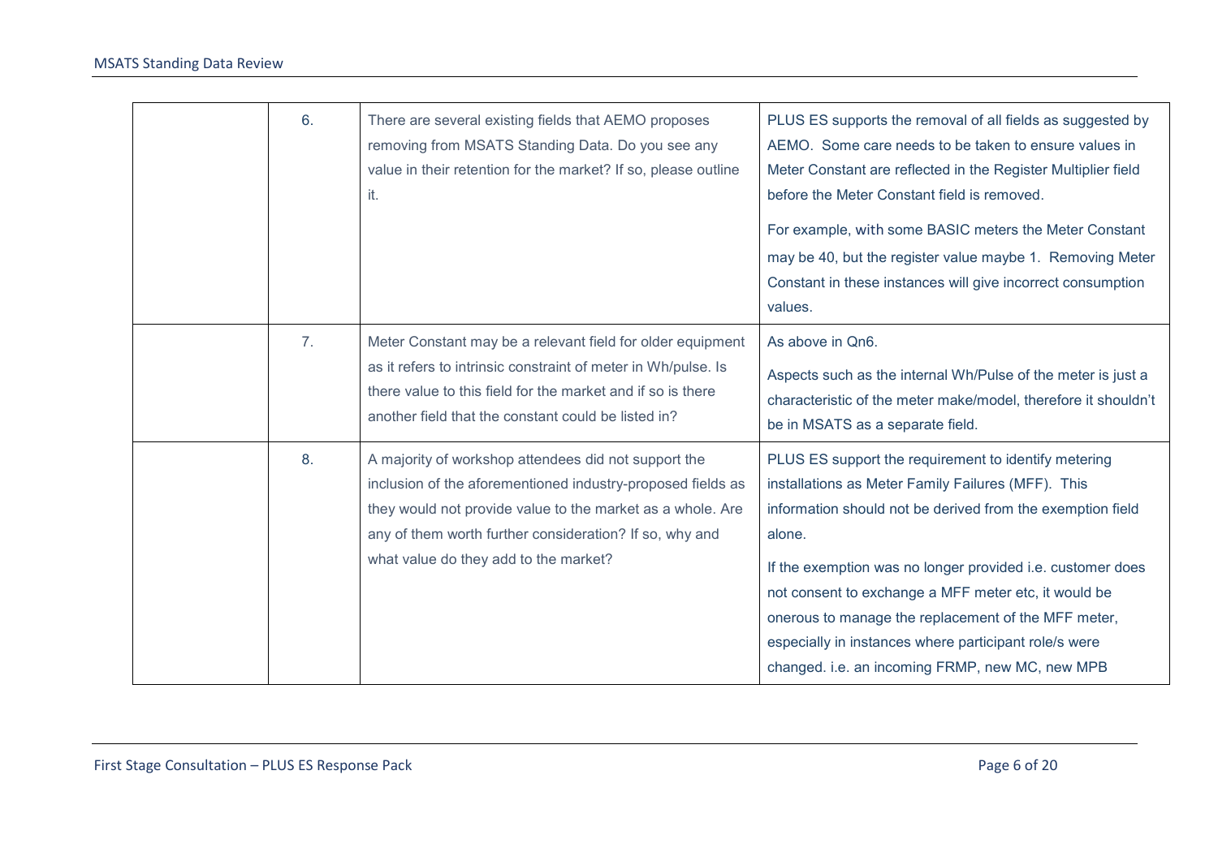|  |  |  |  |
|---|---|---|---|
|  | 6. | There are several existing fields that AEMO proposes removing from MSATS Standing Data. Do you see any value in their retention for the market? If so, please outline it. | PLUS ES supports the removal of all fields as suggested by AEMO. Some care needs to be taken to ensure values in Meter Constant are reflected in the Register Multiplier field before the Meter Constant field is removed.<br><br>For example, with some BASIC meters the Meter Constant may be 40, but the register value maybe 1. Removing Meter Constant in these instances will give incorrect consumption values. |
|  | 7. | Meter Constant may be a relevant field for older equipment as it refers to intrinsic constraint of meter in Wh/pulse. Is there value to this field for the market and if so is there another field that the constant could be listed in? | As above in Qn6.<br><br>Aspects such as the internal Wh/Pulse of the meter is just a characteristic of the meter make/model, therefore it shouldn't be in MSATS as a separate field. |
|  | 8. | A majority of workshop attendees did not support the inclusion of the aforementioned industry-proposed fields as they would not provide value to the market as a whole. Are any of them worth further consideration? If so, why and what value do they add to the market? | PLUS ES support the requirement to identify metering installations as Meter Family Failures (MFF). This information should not be derived from the exemption field alone.<br><br>If the exemption was no longer provided i.e. customer does not consent to exchange a MFF meter etc, it would be onerous to manage the replacement of the MFF meter, especially in instances where participant role/s were changed. i.e. an incoming FRMP, new MC, new MPB |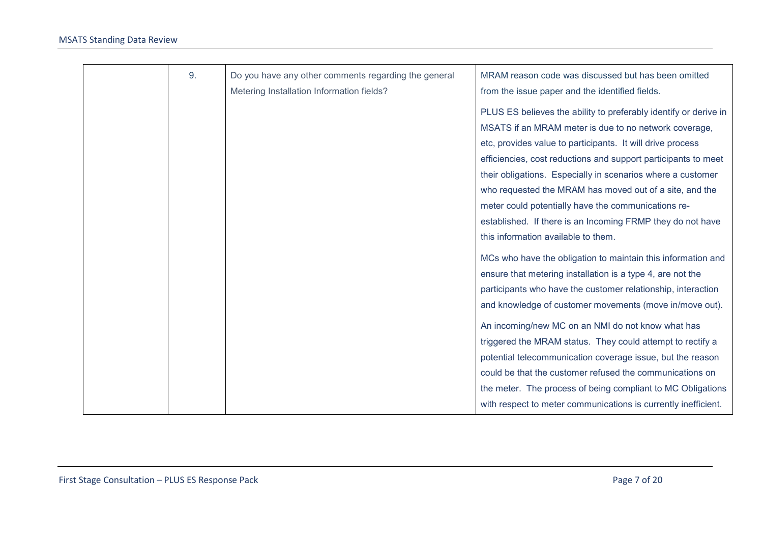|  | 9. | Do you have any other comments regarding the general Metering Installation Information fields? | MRAM reason code was discussed but has been omitted from the issue paper and the identified fields.<br><br>PLUS ES believes the ability to preferably identify or derive in MSATS if an MRAM meter is due to no network coverage, etc, provides value to participants. It will drive process efficiencies, cost reductions and support participants to meet their obligations. Especially in scenarios where a customer who requested the MRAM has moved out of a site, and the meter could potentially have the communications re-established. If there is an Incoming FRMP they do not have this information available to them.<br><br>MCs who have the obligation to maintain this information and ensure that metering installation is a type 4, are not the participants who have the customer relationship, interaction and knowledge of customer movements (move in/move out).<br><br>An incoming/new MC on an NMI do not know what has triggered the MRAM status. They could attempt to rectify a potential telecommunication coverage issue, but the reason could be that the customer refused the communications on the meter. The process of being compliant to MC Obligations with respect to meter communications is currently inefficient. |
|---|---|---|---|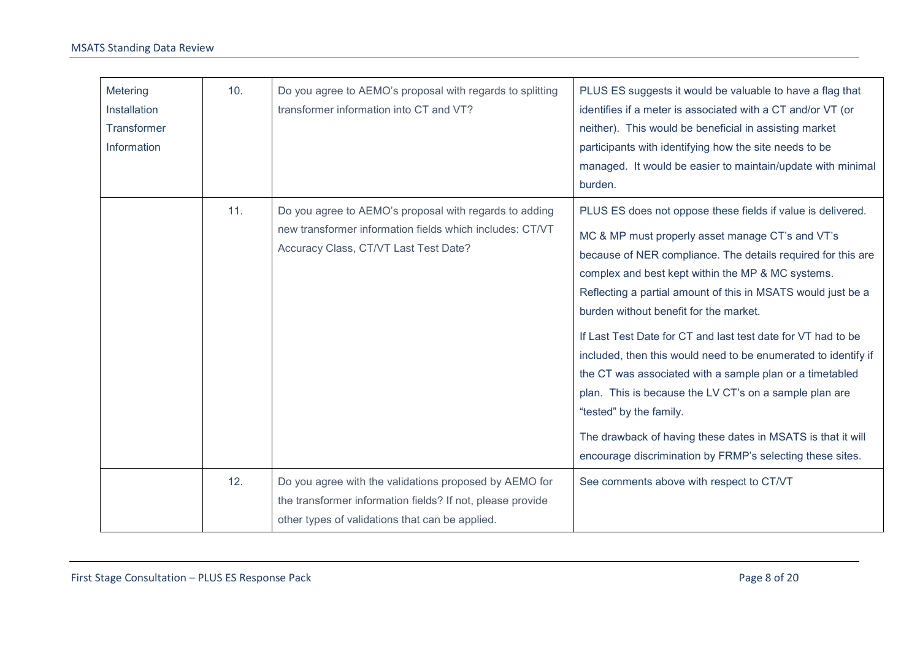| Metering Installation Transformer Information | 10. | Do you agree to AEMO's proposal with regards to splitting transformer information into CT and VT? | PLUS ES suggests it would be valuable to have a flag that identifies if a meter is associated with a CT and/or VT (or neither). This would be beneficial in assisting market participants with identifying how the site needs to be managed. It would be easier to maintain/update with minimal burden. |
|---|---|---|---|
| | 11. | Do you agree to AEMO's proposal with regards to adding new transformer information fields which includes: CT/VT Accuracy Class, CT/VT Last Test Date? | PLUS ES does not oppose these fields if value is delivered.<br><br>MC & MP must properly asset manage CT's and VT's because of NER compliance. The details required for this are complex and best kept within the MP & MC systems. Reflecting a partial amount of this in MSATS would just be a burden without benefit for the market.<br><br>If Last Test Date for CT and last test date for VT had to be included, then this would need to be enumerated to identify if the CT was associated with a sample plan or a timetabled plan. This is because the LV CT's on a sample plan are "tested" by the family.<br><br>The drawback of having these dates in MSATS is that it will encourage discrimination by FRMP's selecting these sites. |
| | 12. | Do you agree with the validations proposed by AEMO for the transformer information fields? If not, please provide other types of validations that can be applied. | See comments above with respect to CT/VT |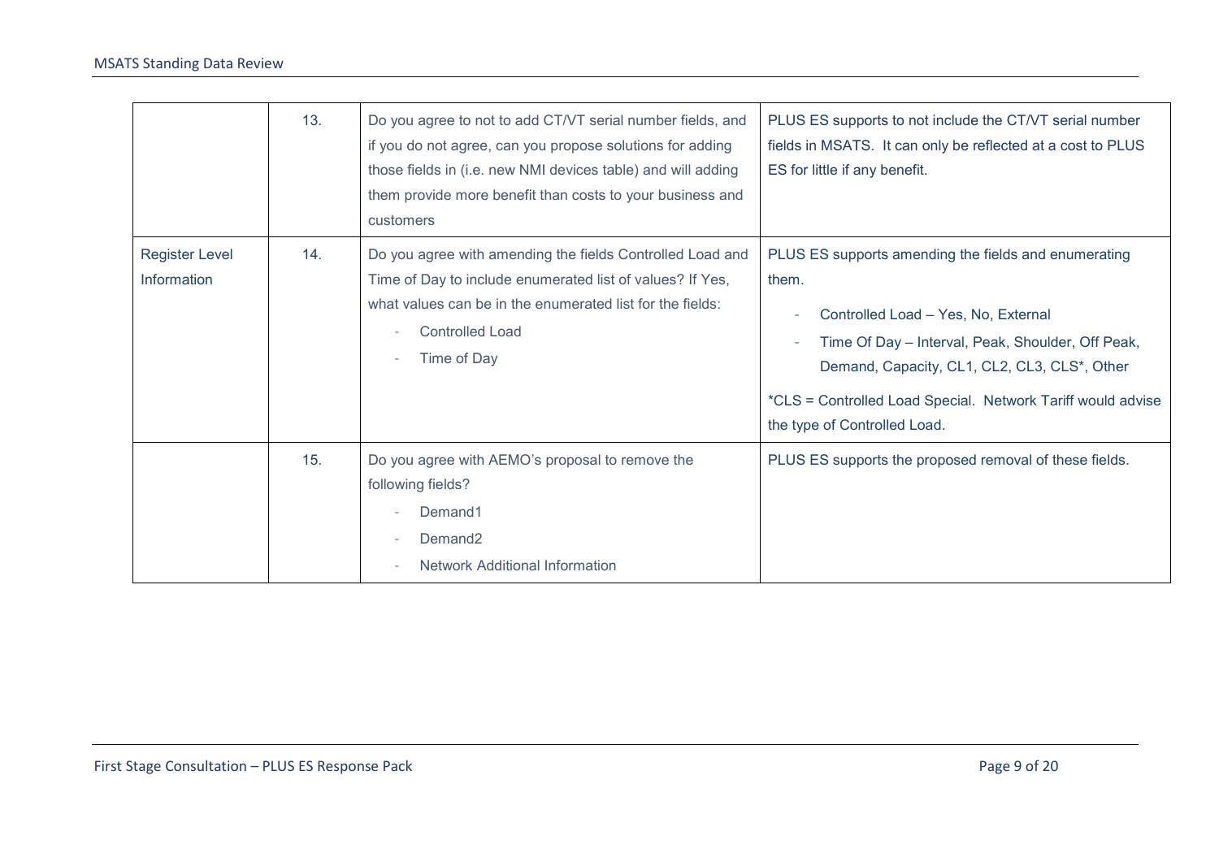| | | | |
|---|---|---|---|
| | 13. | Do you agree to not to add CT/VT serial number fields, and if you do not agree, can you propose solutions for adding those fields in (i.e. new NMI devices table) and will adding them provide more benefit than costs to your business and customers | PLUS ES supports to not include the CT/VT serial number fields in MSATS. It can only be reflected at a cost to PLUS ES for little if any benefit. |
| Register Level Information | 14. | Do you agree with amending the fields Controlled Load and Time of Day to include enumerated list of values? If Yes, what values can be in the enumerated list for the fields:<br>- Controlled Load<br>- Time of Day | PLUS ES supports amending the fields and enumerating them.<br>- Controlled Load – Yes, No, External<br>- Time Of Day – Interval, Peak, Shoulder, Off Peak, Demand, Capacity, CL1, CL2, CL3, CLS*, Other<br><br>*CLS = Controlled Load Special. Network Tariff would advise the type of Controlled Load. |
| | 15. | Do you agree with AEMO's proposal to remove the following fields?<br>- Demand1<br>- Demand2<br>- Network Additional Information | PLUS ES supports the proposed removal of these fields. |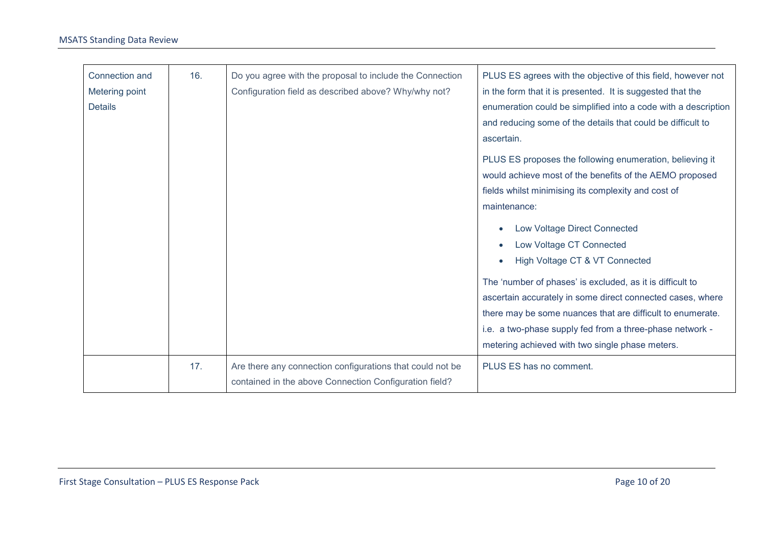| | | | |
|---|---|---|---|
| Connection and Metering point Details | 16. | Do you agree with the proposal to include the Connection Configuration field as described above? Why/why not? | PLUS ES agrees with the objective of this field, however not in the form that it is presented. It is suggested that the enumeration could be simplified into a code with a description and reducing some of the details that could be difficult to ascertain.<br><br>PLUS ES proposes the following enumeration, believing it would achieve most of the benefits of the AEMO proposed fields whilst minimising its complexity and cost of maintenance:<br><br>• Low Voltage Direct Connected<br>• Low Voltage CT Connected<br>• High Voltage CT & VT Connected<br><br>The 'number of phases' is excluded, as it is difficult to ascertain accurately in some direct connected cases, where there may be some nuances that are difficult to enumerate. i.e. a two-phase supply fed from a three-phase network - metering achieved with two single phase meters. |
| | 17. | Are there any connection configurations that could not be contained in the above Connection Configuration field? | PLUS ES has no comment. |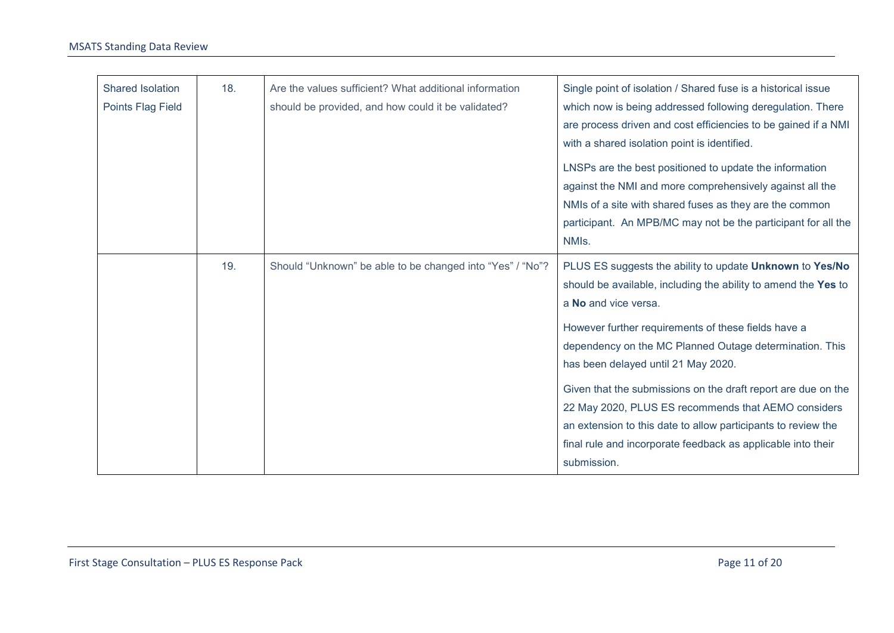| | | | |
|---|---|---|---|
| Shared Isolation Points Flag Field | 18. | Are the values sufficient? What additional information should be provided, and how could it be validated? | Single point of isolation / Shared fuse is a historical issue which now is being addressed following deregulation. There are process driven and cost efficiencies to be gained if a NMI with a shared isolation point is identified.<br><br>LNSPs are the best positioned to update the information against the NMI and more comprehensively against all the NMIs of a site with shared fuses as they are the common participant. An MPB/MC may not be the participant for all the NMIs. |
| | 19. | Should "Unknown" be able to be changed into "Yes" / "No"? | PLUS ES suggests the ability to update **Unknown** to **Yes/No** should be available, including the ability to amend the **Yes** to a **No** and vice versa.<br><br>However further requirements of these fields have a dependency on the MC Planned Outage determination. This has been delayed until 21 May 2020.<br><br>Given that the submissions on the draft report are due on the 22 May 2020, PLUS ES recommends that AEMO considers an extension to this date to allow participants to review the final rule and incorporate feedback as applicable into their submission. |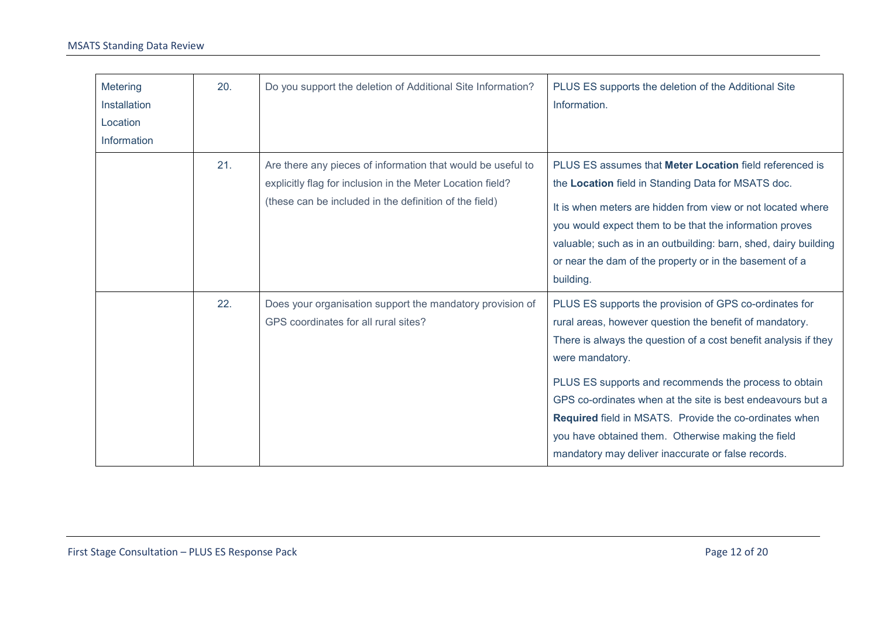| Metering Installation Location Information | 20. | Do you support the deletion of Additional Site Information? | PLUS ES supports the deletion of the Additional Site Information. |
|---|---|---|---|
| | 21. | Are there any pieces of information that would be useful to explicitly flag for inclusion in the Meter Location field? (these can be included in the definition of the field) | PLUS ES assumes that **Meter Location** field referenced is the **Location** field in Standing Data for MSATS doc.<br><br>It is when meters are hidden from view or not located where you would expect them to be that the information proves valuable; such as in an outbuilding: barn, shed, dairy building or near the dam of the property or in the basement of a building. |
| | 22. | Does your organisation support the mandatory provision of GPS coordinates for all rural sites? | PLUS ES supports the provision of GPS co-ordinates for rural areas, however question the benefit of mandatory. There is always the question of a cost benefit analysis if they were mandatory.<br><br>PLUS ES supports and recommends the process to obtain GPS co-ordinates when at the site is best endeavours but a **Required** field in MSATS. Provide the co-ordinates when you have obtained them. Otherwise making the field mandatory may deliver inaccurate or false records. |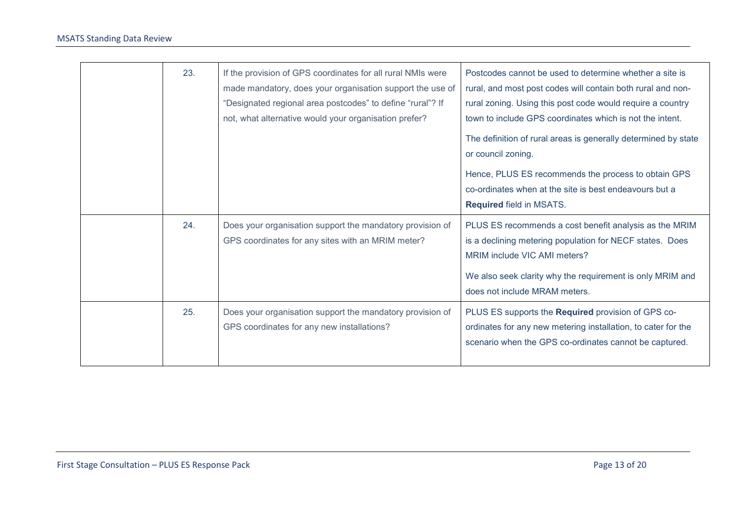| | | | |
|---|---|---|---|
| | 23. | If the provision of GPS coordinates for all rural NMIs were made mandatory, does your organisation support the use of "Designated regional area postcodes" to define "rural"? If not, what alternative would your organisation prefer? | Postcodes cannot be used to determine whether a site is rural, and most post codes will contain both rural and non-rural zoning. Using this post code would require a country town to include GPS coordinates which is not the intent.<br><br>The definition of rural areas is generally determined by state or council zoning.<br><br>Hence, PLUS ES recommends the process to obtain GPS co-ordinates when at the site is best endeavours but a **Required** field in MSATS. |
| | 24. | Does your organisation support the mandatory provision of GPS coordinates for any sites with an MRIM meter? | PLUS ES recommends a cost benefit analysis as the MRIM is a declining metering population for NECF states. Does MRIM include VIC AMI meters?<br><br>We also seek clarity why the requirement is only MRIM and does not include MRAM meters. |
| | 25. | Does your organisation support the mandatory provision of GPS coordinates for any new installations? | PLUS ES supports the **Required** provision of GPS co-ordinates for any new metering installation, to cater for the scenario when the GPS co-ordinates cannot be captured. |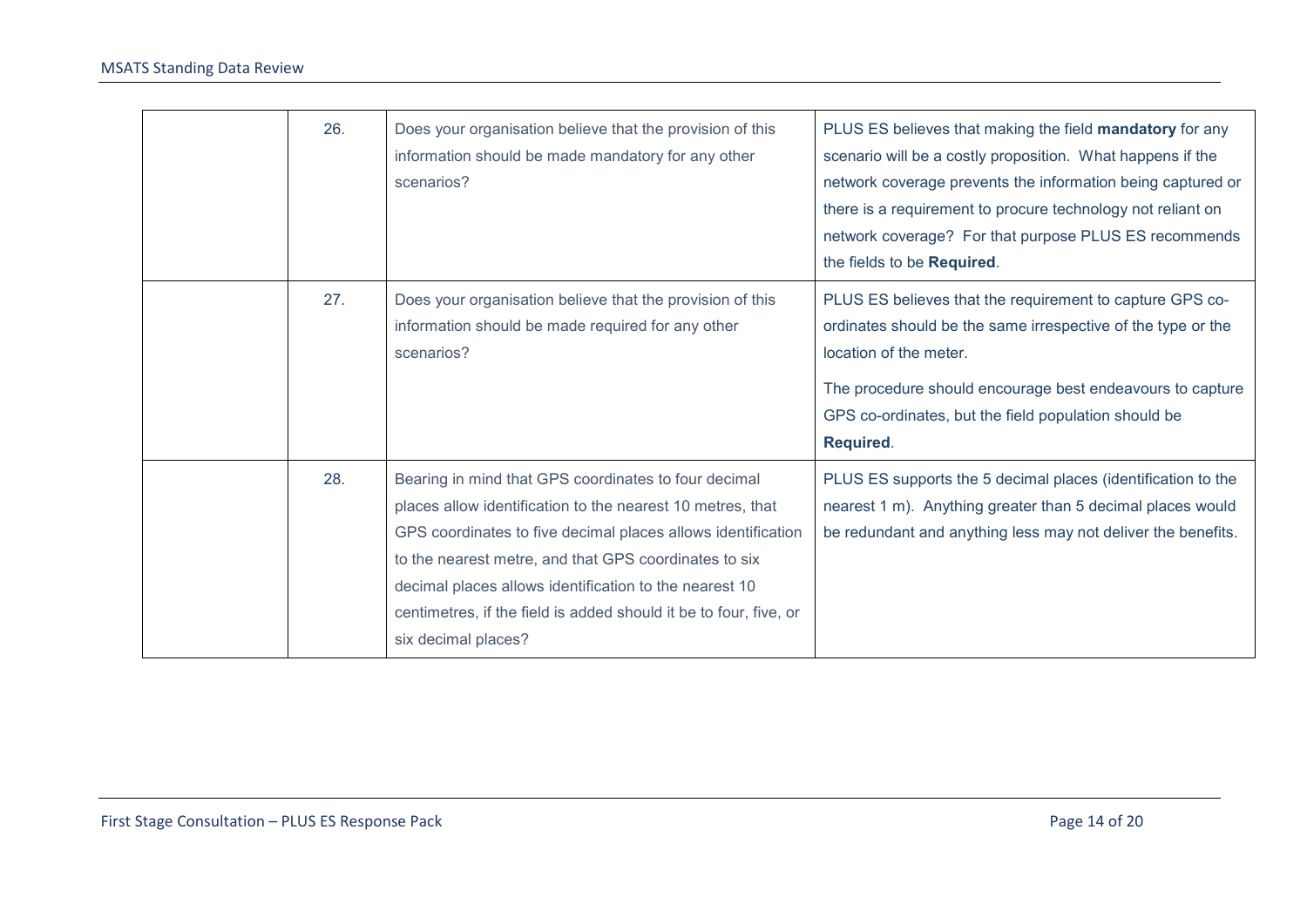|  | 26. | Does your organisation believe that the provision of this information should be made mandatory for any other scenarios? | PLUS ES believes that making the field **mandatory** for any scenario will be a costly proposition. What happens if the network coverage prevents the information being captured or there is a requirement to procure technology not reliant on network coverage? For that purpose PLUS ES recommends the fields to be **Required**. |
|---|---|---|---|
|  | 27. | Does your organisation believe that the provision of this information should be made required for any other scenarios? | PLUS ES believes that the requirement to capture GPS co-ordinates should be the same irrespective of the type or the location of the meter.<br><br>The procedure should encourage best endeavours to capture GPS co-ordinates, but the field population should be **Required**. |
|  | 28. | Bearing in mind that GPS coordinates to four decimal places allow identification to the nearest 10 metres, that GPS coordinates to five decimal places allows identification to the nearest metre, and that GPS coordinates to six decimal places allows identification to the nearest 10 centimetres, if the field is added should it be to four, five, or six decimal places? | PLUS ES supports the 5 decimal places (identification to the nearest 1 m). Anything greater than 5 decimal places would be redundant and anything less may not deliver the benefits. |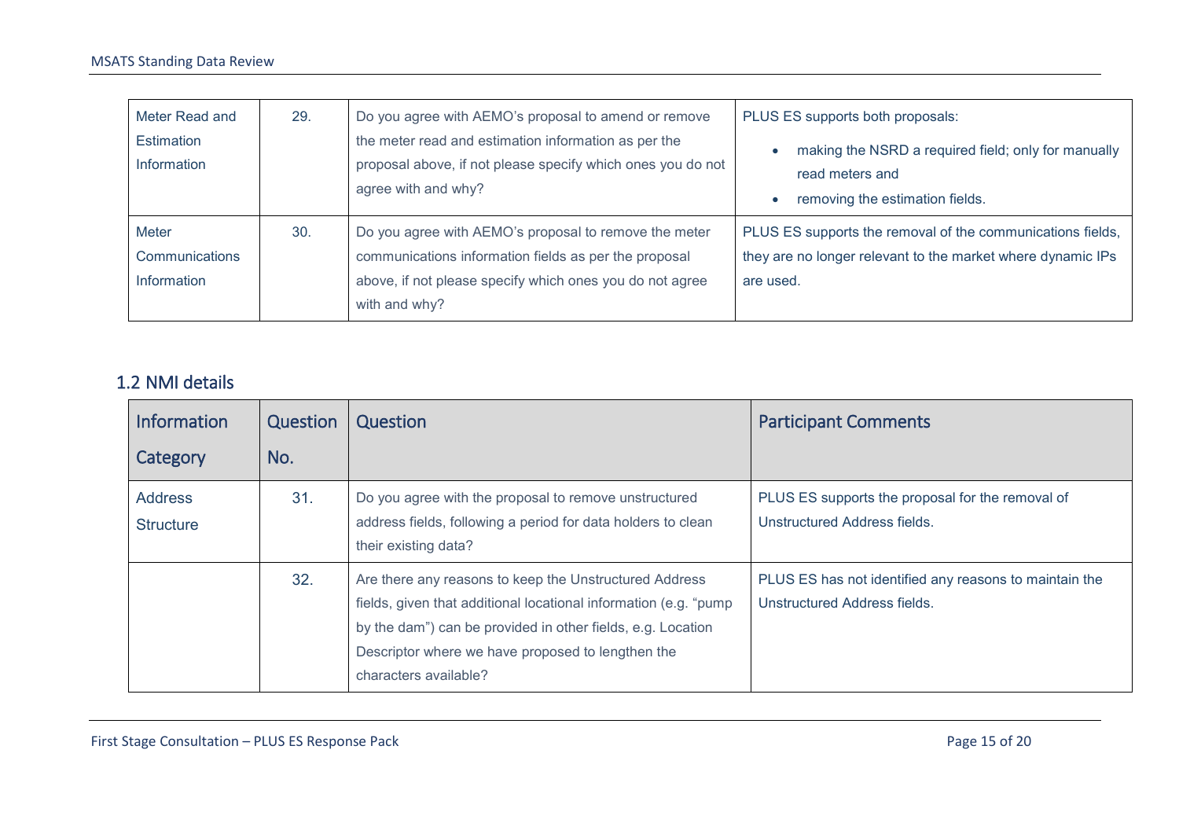| | | | |
|---|---|---|---|
| Meter Read and Estimation Information | 29. | Do you agree with AEMO's proposal to amend or remove the meter read and estimation information as per the proposal above, if not please specify which ones you do not agree with and why? | PLUS ES supports both proposals:<br>• making the NSRD a required field; only for manually read meters and<br>• removing the estimation fields. |
| Meter Communications Information | 30. | Do you agree with AEMO's proposal to remove the meter communications information fields as per the proposal above, if not please specify which ones you do not agree with and why? | PLUS ES supports the removal of the communications fields, they are no longer relevant to the market where dynamic IPs are used. |

## 1.2 NMI details

| Information Category | Question No. | Question | Participant Comments |
|---|---|---|---|
| Address Structure | 31. | Do you agree with the proposal to remove unstructured address fields, following a period for data holders to clean their existing data? | PLUS ES supports the proposal for the removal of Unstructured Address fields. |
| | 32. | Are there any reasons to keep the Unstructured Address fields, given that additional locational information (e.g. "pump by the dam") can be provided in other fields, e.g. Location Descriptor where we have proposed to lengthen the characters available? | PLUS ES has not identified any reasons to maintain the Unstructured Address fields. |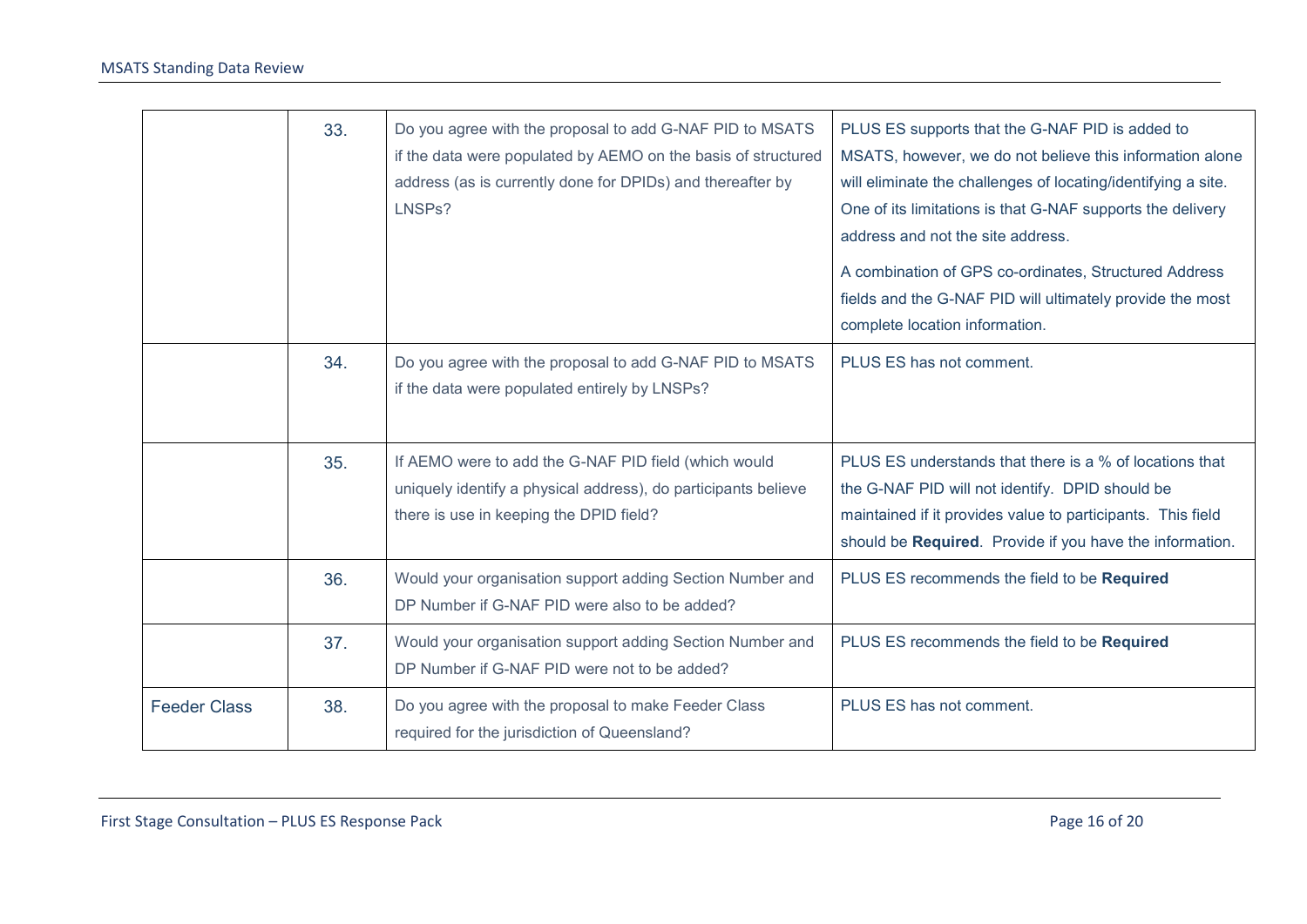| | | | |
|---|---|---|---|
| | 33. | Do you agree with the proposal to add G-NAF PID to MSATS if the data were populated by AEMO on the basis of structured address (as is currently done for DPIDs) and thereafter by LNSPs? | PLUS ES supports that the G-NAF PID is added to MSATS, however, we do not believe this information alone will eliminate the challenges of locating/identifying a site. One of its limitations is that G-NAF supports the delivery address and not the site address.<br><br>A combination of GPS co-ordinates, Structured Address fields and the G-NAF PID will ultimately provide the most complete location information. |
| | 34. | Do you agree with the proposal to add G-NAF PID to MSATS if the data were populated entirely by LNSPs? | PLUS ES has not comment. |
| | 35. | If AEMO were to add the G-NAF PID field (which would uniquely identify a physical address), do participants believe there is use in keeping the DPID field? | PLUS ES understands that there is a % of locations that the G-NAF PID will not identify. DPID should be maintained if it provides value to participants. This field should be **Required**. Provide if you have the information. |
| | 36. | Would your organisation support adding Section Number and DP Number if G-NAF PID were also to be added? | PLUS ES recommends the field to be **Required** |
| | 37. | Would your organisation support adding Section Number and DP Number if G-NAF PID were not to be added? | PLUS ES recommends the field to be **Required** |
| Feeder Class | 38. | Do you agree with the proposal to make Feeder Class required for the jurisdiction of Queensland? | PLUS ES has not comment. |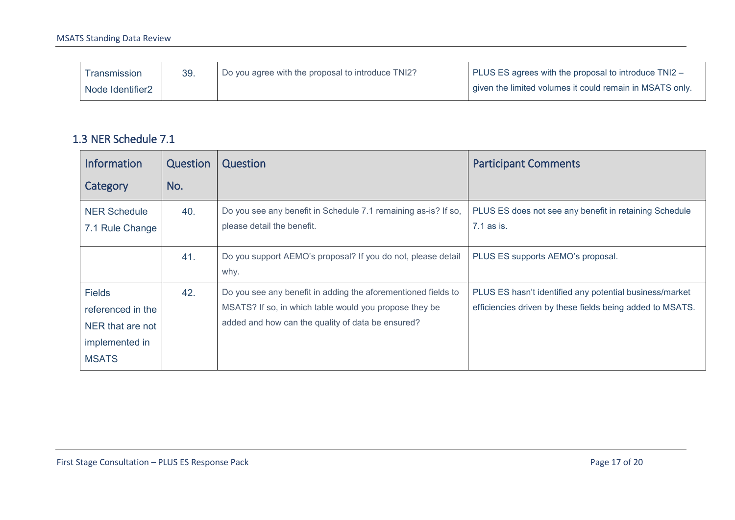| Transmission Node Identifier2 | 39. | Do you agree with the proposal to introduce TNI2? | PLUS ES agrees with the proposal to introduce TNI2 – given the limited volumes it could remain in MSATS only. |
|---|---|---|---|

## 1.3 NER Schedule 7.1

| Information Category | Question No. | Question | Participant Comments |
|---|---|---|---|
| NER Schedule 7.1 Rule Change | 40. | Do you see any benefit in Schedule 7.1 remaining as-is? If so, please detail the benefit. | PLUS ES does not see any benefit in retaining Schedule 7.1 as is. |
| | 41. | Do you support AEMO's proposal? If you do not, please detail why. | PLUS ES supports AEMO's proposal. |
| Fields referenced in the NER that are not implemented in MSATS | 42. | Do you see any benefit in adding the aforementioned fields to MSATS? If so, in which table would you propose they be added and how can the quality of data be ensured? | PLUS ES hasn't identified any potential business/market efficiencies driven by these fields being added to MSATS. |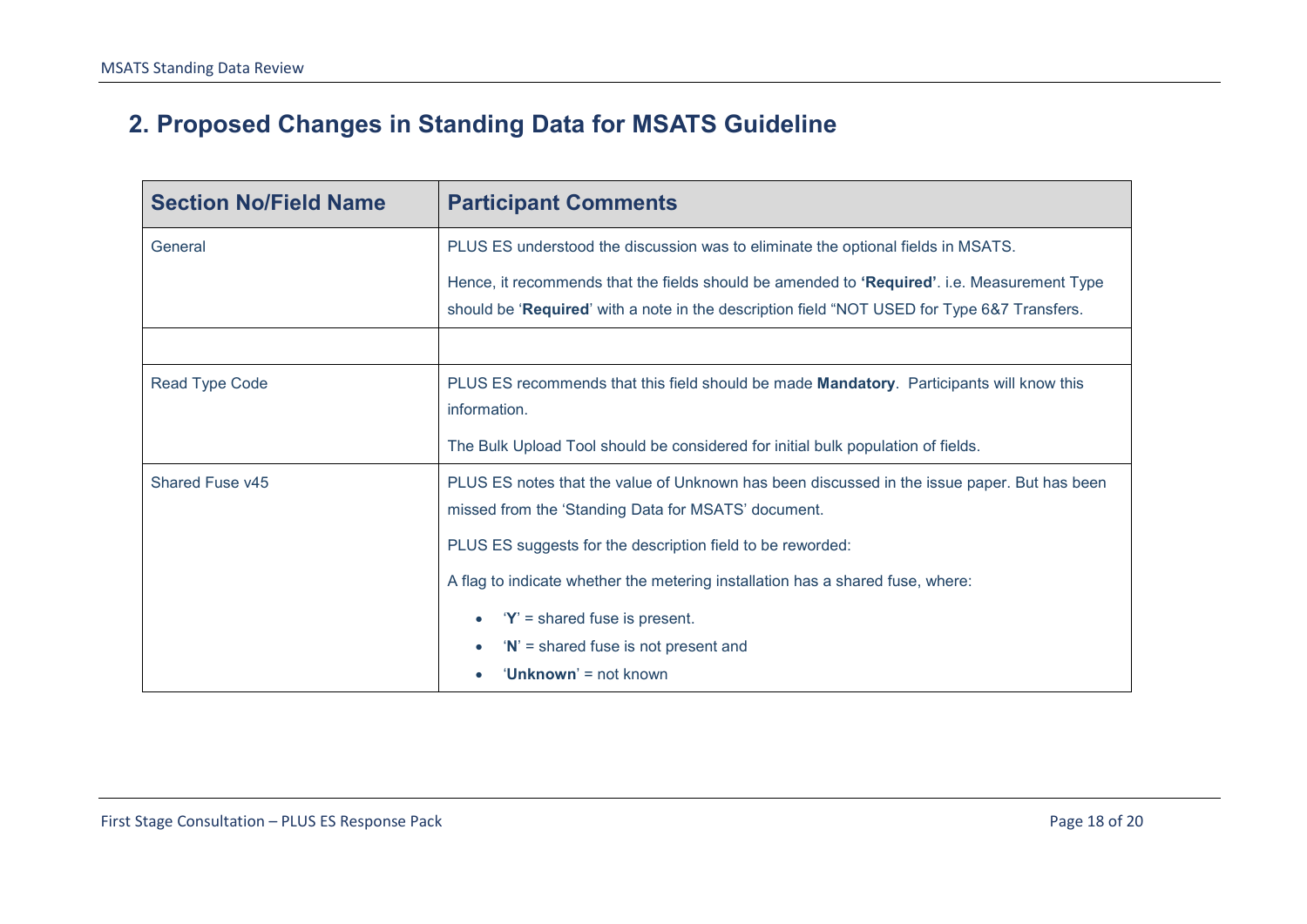## 2. Proposed Changes in Standing Data for MSATS Guideline

| Section No/Field Name | Participant Comments |
|---|---|
| General | PLUS ES understood the discussion was to eliminate the optional fields in MSATS.<br><br>Hence, it recommends that the fields should be amended to **'Required'**. i.e. Measurement Type should be '**Required**' with a note in the description field "NOT USED for Type 6&7 Transfers. |
| | |
| Read Type Code | PLUS ES recommends that this field should be made **Mandatory**. Participants will know this information.<br><br>The Bulk Upload Tool should be considered for initial bulk population of fields. |
| Shared Fuse v45 | PLUS ES notes that the value of Unknown has been discussed in the issue paper. But has been missed from the 'Standing Data for MSATS' document.<br><br>PLUS ES suggests for the description field to be reworded:<br><br>A flag to indicate whether the metering installation has a shared fuse, where:<br><br>• '**Y**' = shared fuse is present.<br>• '**N**' = shared fuse is not present and<br>• '**Unknown**' = not known |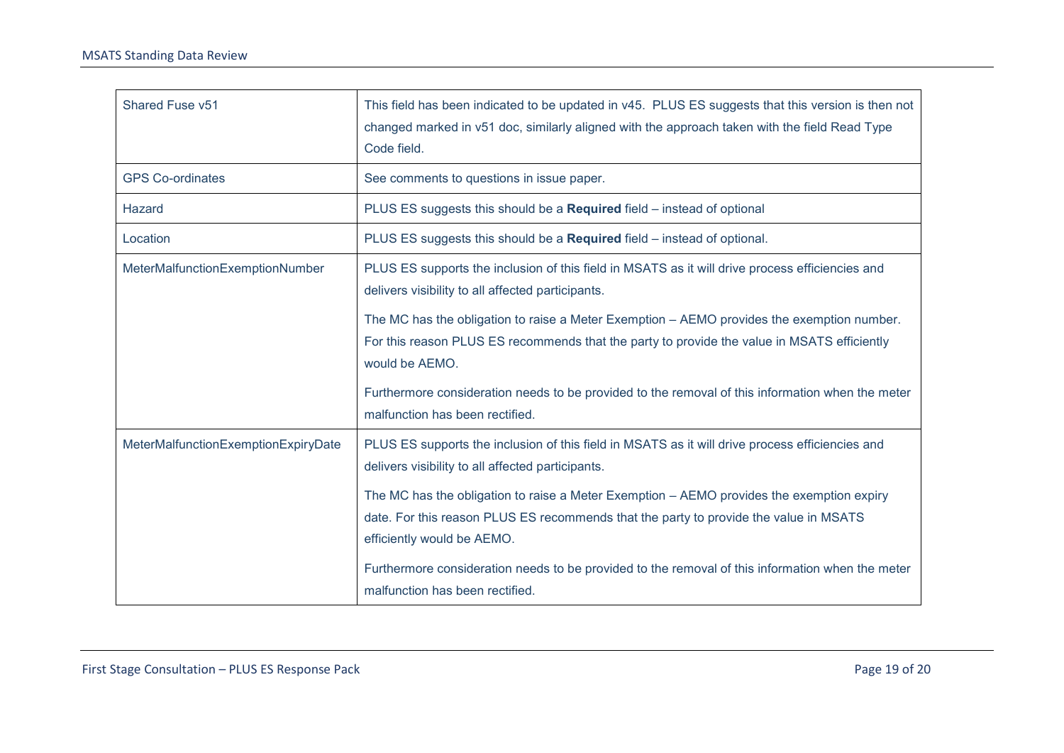| | |
|---|---|
| Shared Fuse v51 | This field has been indicated to be updated in v45.  PLUS ES suggests that this version is then not changed marked in v51 doc, similarly aligned with the approach taken with the field Read Type Code field. |
| GPS Co-ordinates | See comments to questions in issue paper. |
| Hazard | PLUS ES suggests this should be a **Required** field – instead of optional |
| Location | PLUS ES suggests this should be a **Required** field – instead of optional. |
| MeterMalfunctionExemptionNumber | PLUS ES supports the inclusion of this field in MSATS as it will drive process efficiencies and delivers visibility to all affected participants.<br><br>The MC has the obligation to raise a Meter Exemption – AEMO provides the exemption number. For this reason PLUS ES recommends that the party to provide the value in MSATS efficiently would be AEMO.<br><br>Furthermore consideration needs to be provided to the removal of this information when the meter malfunction has been rectified. |
| MeterMalfunctionExemptionExpiryDate | PLUS ES supports the inclusion of this field in MSATS as it will drive process efficiencies and delivers visibility to all affected participants.<br><br>The MC has the obligation to raise a Meter Exemption – AEMO provides the exemption expiry date. For this reason PLUS ES recommends that the party to provide the value in MSATS efficiently would be AEMO.<br><br>Furthermore consideration needs to be provided to the removal of this information when the meter malfunction has been rectified. |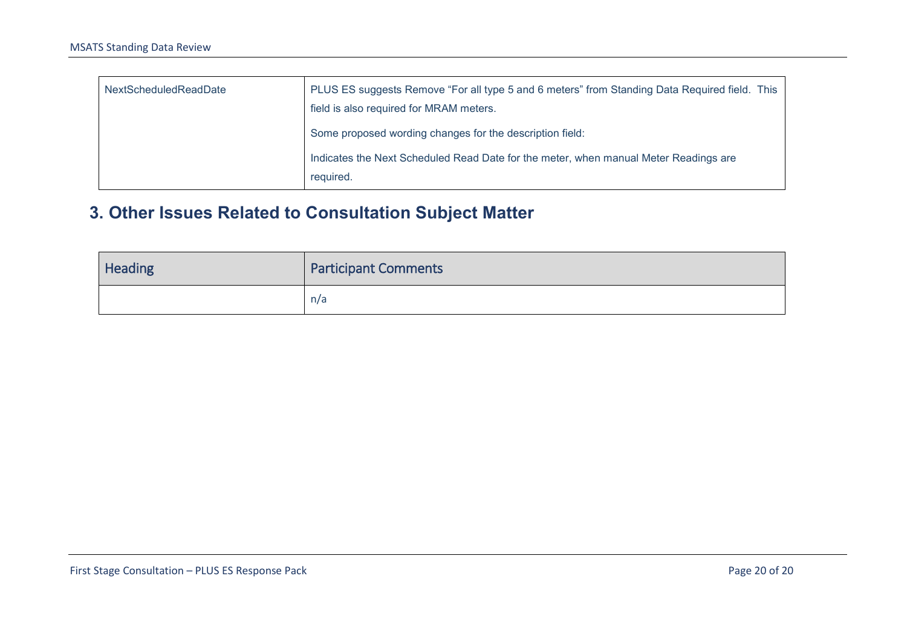| | |
|---|---|
| NextScheduledReadDate | PLUS ES suggests Remove “For all type 5 and 6 meters” from Standing Data Required field. This field is also required for MRAM meters.<br><br>Some proposed wording changes for the description field:<br><br>Indicates the Next Scheduled Read Date for the meter, when manual Meter Readings are required. |

## 3. Other Issues Related to Consultation Subject Matter

| Heading | Participant Comments |
|---|---|
| | n/a |